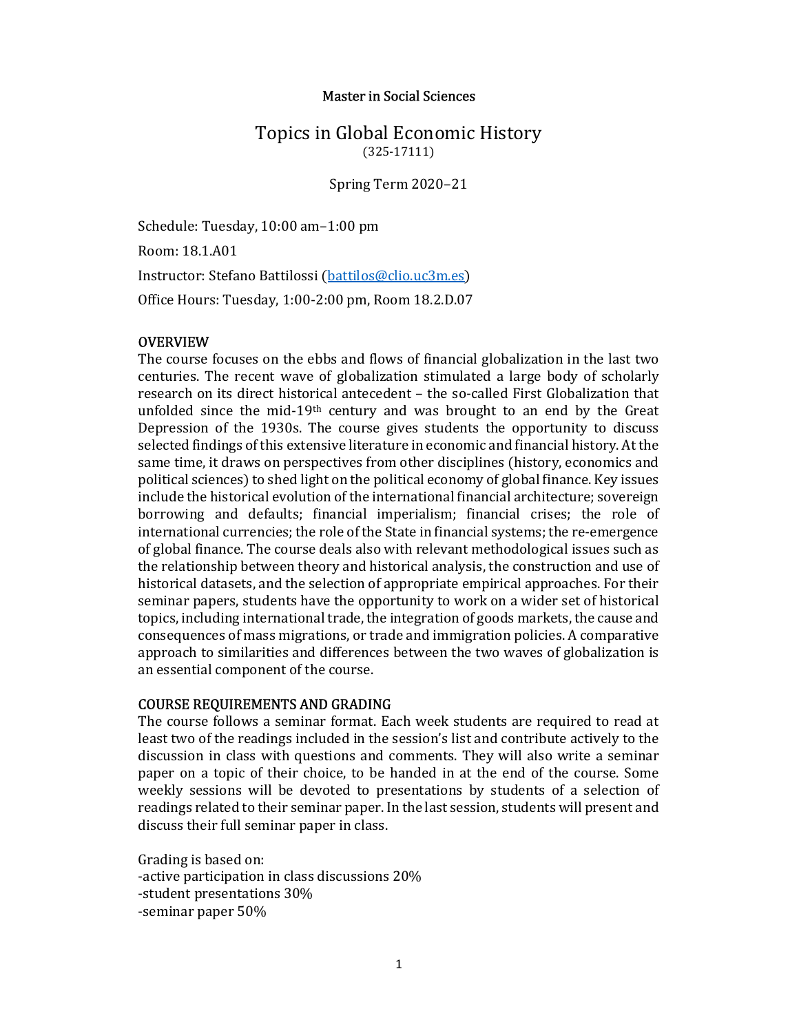Master in Social Sciences

# Topics in Global Economic History

(325-17111)

Spring Term 2020–21

Schedule: Tuesday, 10:00 am–1:00 pm

Room: 18.1.A01

Instructor: Stefano Battilossi (battilos@clio.uc3m.es)

Office Hours: Tuesday, 1:00-2:00 pm, Room 18.2.D.07

## OVERVIEW

The course focuses on the ebbs and flows of financial globalization in the last two centuries. The recent wave of globalization stimulated a large body of scholarly research on its direct historical antecedent – the so-called First Globalization that unfolded since the mid-19th century and was brought to an end by the Great Depression of the 1930s. The course gives students the opportunity to discuss selected findings of this extensive literature in economic and financial history. At the same time, it draws on perspectives from other disciplines (history, economics and political sciences) to shed light on the political economy of global finance. Key issues include the historical evolution of the international financial architecture; sovereign borrowing and defaults; financial imperialism; financial crises; the role of international currencies; the role of the State in financial systems; the re-emergence of global finance. The course deals also with relevant methodological issues such as the relationship between theory and historical analysis, the construction and use of historical datasets, and the selection of appropriate empirical approaches. For their seminar papers, students have the opportunity to work on a wider set of historical topics, including international trade, the integration of goods markets, the cause and consequences of mass migrations, or trade and immigration policies. A comparative approach to similarities and differences between the two waves of globalization is an essential component of the course.

## COURSE REQUIREMENTS AND GRADING

The course follows a seminar format. Each week students are required to read at least two of the readings included in the session's list and contribute actively to the discussion in class with questions and comments. They will also write a seminar paper on a topic of their choice, to be handed in at the end of the course. Some weekly sessions will be devoted to presentations by students of a selection of readings related to their seminar paper. In the last session, students will present and discuss their full seminar paper in class.

Grading is based on:

- active participation in class discussions 20%
- student presentations 30%
- seminar paper 50%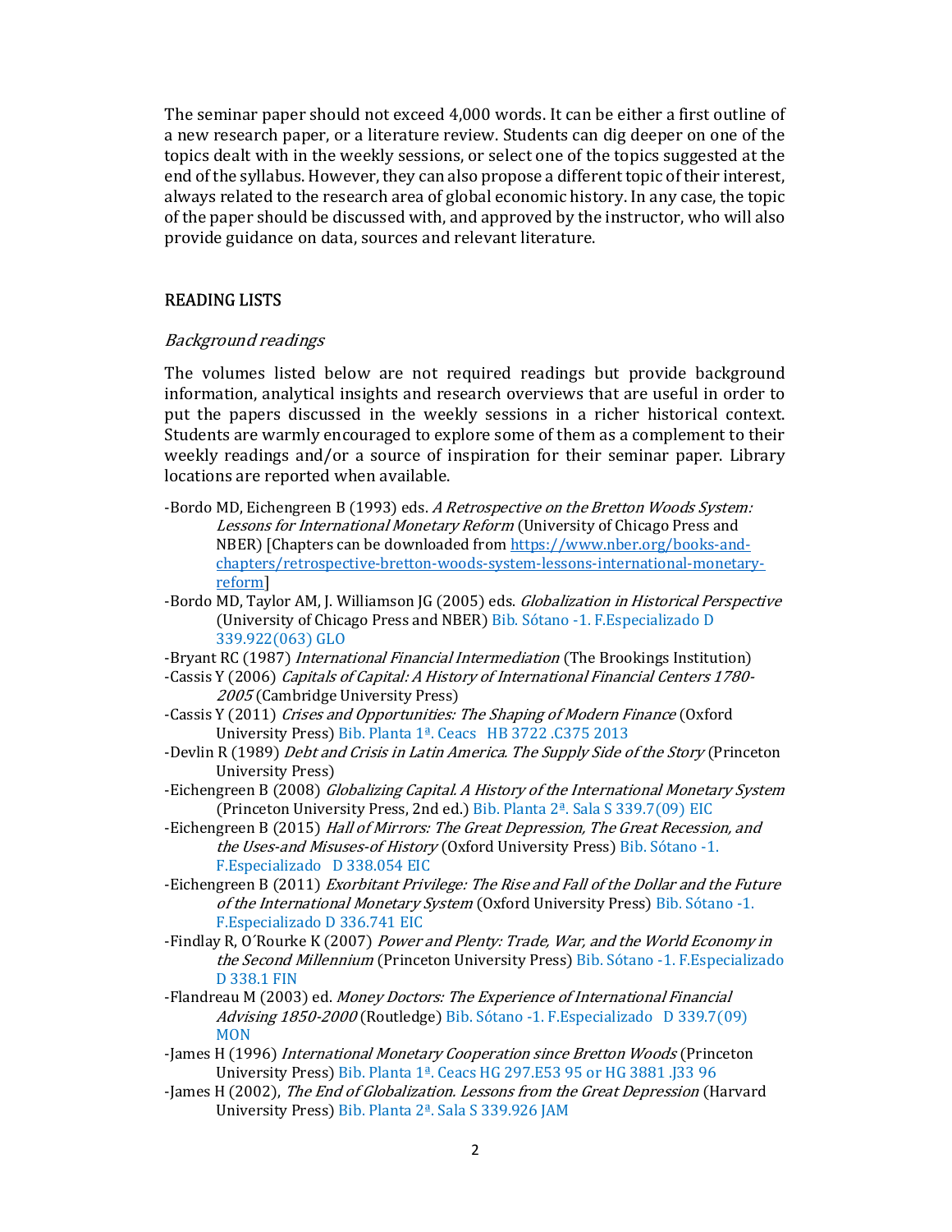The seminar paper should not exceed 4,000 words. It can be either a first outline of a new research paper, or a literature review. Students can dig deeper on one of the topics dealt with in the weekly sessions, or select one of the topics suggested at the end of the syllabus. However, they can also propose a different topic of their interest, always related to the research area of global economic history. In any case, the topic of the paper should be discussed with, and approved by the instructor, who will also provide guidance on data, sources and relevant literature.

## READING LISTS

### *Background readings*

The volumes listed below are not required readings but provide background information, analytical insights and research overviews that are useful in order to put the papers discussed in the weekly sessions in a richer historical context. Students are warmly encouraged to explore some of them as a complement to their weekly readings and/or a source of inspiration for their seminar paper. Library locations are reported when available.

-Bordo MD, Eichengreen B (1993) eds. *A Retrospective on the Bretton Woods System: Lessons for International Monetary Reform* (University of Chicago Press and NBER) [Chapters can be downloaded from https://www.nber.org/books-and-chapters/retrospective-bretton-woods-system-lessons-international-monetary-reform]

-Bordo MD, Taylor AM, J. Williamson JG (2005) eds. *Globalization in Historical Perspective* (University of Chicago Press and NBER) Bib. Sótano -1. F.Especializado D 339.922(063) GLO

-Bryant RC (1987) *International Financial Intermediation* (The Brookings Institution)

-Cassis Y (2006) *Capitals of Capital: A History of International Financial Centers 1780-2005* (Cambridge University Press)

-Cassis Y (2011) *Crises and Opportunities: The Shaping of Modern Finance* (Oxford University Press) Bib. Planta 1ª. Ceacs HB 3722 .C375 2013

-Devlin R (1989) *Debt and Crisis in Latin America. The Supply Side of the Story* (Princeton University Press)

-Eichengreen B (2008) *Globalizing Capital. A History of the International Monetary System* (Princeton University Press, 2nd ed.) Bib. Planta 2ª. Sala S 339.7(09) EIC

-Eichengreen B (2015) *Hall of Mirrors: The Great Depression, The Great Recession, and the Uses-and Misuses-of History* (Oxford University Press) Bib. Sótano -1. F.Especializado D 338.054 EIC

-Eichengreen B (2011) *Exorbitant Privilege: The Rise and Fall of the Dollar and the Future of the International Monetary System* (Oxford University Press) Bib. Sótano -1. F.Especializado D 336.741 EIC

-Findlay R, O´Rourke K (2007) *Power and Plenty: Trade, War, and the World Economy in the Second Millennium* (Princeton University Press) Bib. Sótano -1. F.Especializado D 338.1 FIN

-Flandreau M (2003) ed. *Money Doctors: The Experience of International Financial Advising 1850-2000* (Routledge) Bib. Sótano -1. F.Especializado D 339.7(09) MON

-James H (1996) *International Monetary Cooperation since Bretton Woods* (Princeton University Press) Bib. Planta 1ª. Ceacs HG 297.E53 95 or HG 3881 .J33 96

-James H (2002), *The End of Globalization. Lessons from the Great Depression* (Harvard University Press) Bib. Planta 2ª. Sala S 339.926 JAM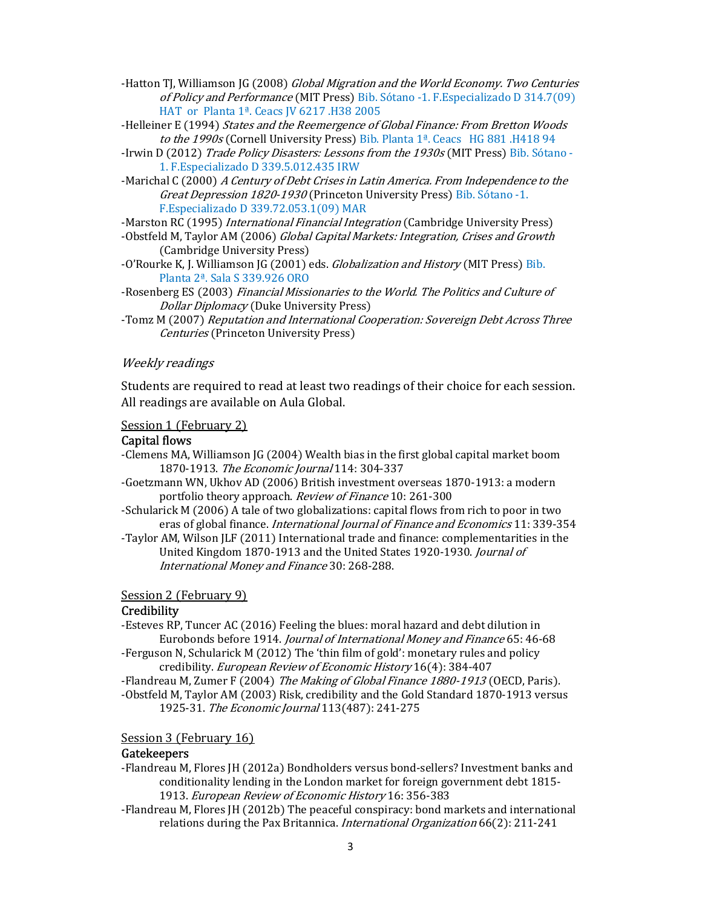-Hatton TJ, Williamson JG (2008) *Global Migration and the World Economy. Two Centuries of Policy and Performance* (MIT Press) Bib. Sótano -1. F.Especializado D 314.7(09) HAT or Planta 1ª. Ceacs JV 6217 .H38 2005

-Helleiner E (1994) *States and the Reemergence of Global Finance: From Bretton Woods to the 1990s* (Cornell University Press) Bib. Planta 1ª. Ceacs HG 881 .H418 94

-Irwin D (2012) *Trade Policy Disasters: Lessons from the 1930s* (MIT Press) Bib. Sótano -1. F.Especializado D 339.5.012.435 IRW

-Marichal C (2000) *A Century of Debt Crises in Latin America. From Independence to the Great Depression 1820-1930* (Princeton University Press) Bib. Sótano -1. F.Especializado D 339.72.053.1(09) MAR

-Marston RC (1995) *International Financial Integration* (Cambridge University Press)

-Obstfeld M, Taylor AM (2006) *Global Capital Markets: Integration, Crises and Growth* (Cambridge University Press)

-O'Rourke K, J. Williamson JG (2001) eds. *Globalization and History* (MIT Press) Bib. Planta 2ª. Sala S 339.926 ORO

-Rosenberg ES (2003) *Financial Missionaries to the World. The Politics and Culture of Dollar Diplomacy* (Duke University Press)

-Tomz M (2007) *Reputation and International Cooperation: Sovereign Debt Across Three Centuries* (Princeton University Press)

*Weekly readings*

Students are required to read at least two readings of their choice for each session. All readings are available on Aula Global.

Session 1 (February 2)

**Capital flows**

-Clemens MA, Williamson JG (2004) Wealth bias in the first global capital market boom 1870-1913. *The Economic Journal* 114: 304-337

-Goetzmann WN, Ukhov AD (2006) British investment overseas 1870-1913: a modern portfolio theory approach. *Review of Finance* 10: 261-300

-Schularick M (2006) A tale of two globalizations: capital flows from rich to poor in two eras of global finance. *International Journal of Finance and Economics* 11: 339-354

-Taylor AM, Wilson JLF (2011) International trade and finance: complementarities in the United Kingdom 1870-1913 and the United States 1920-1930. *Journal of International Money and Finance* 30: 268-288.

Session 2 (February 9)

**Credibility**

-Esteves RP, Tuncer AC (2016) Feeling the blues: moral hazard and debt dilution in Eurobonds before 1914. *Journal of International Money and Finance* 65: 46-68

-Ferguson N, Schularick M (2012) The 'thin film of gold': monetary rules and policy credibility. *European Review of Economic History* 16(4): 384-407

-Flandreau M, Zumer F (2004) *The Making of Global Finance 1880-1913* (OECD, Paris).

-Obstfeld M, Taylor AM (2003) Risk, credibility and the Gold Standard 1870-1913 versus 1925-31. *The Economic Journal* 113(487): 241-275

Session 3 (February 16)

**Gatekeepers**

-Flandreau M, Flores JH (2012a) Bondholders versus bond-sellers? Investment banks and conditionality lending in the London market for foreign government debt 1815-1913. *European Review of Economic History* 16: 356-383

-Flandreau M, Flores JH (2012b) The peaceful conspiracy: bond markets and international relations during the Pax Britannica. *International Organization* 66(2): 211-241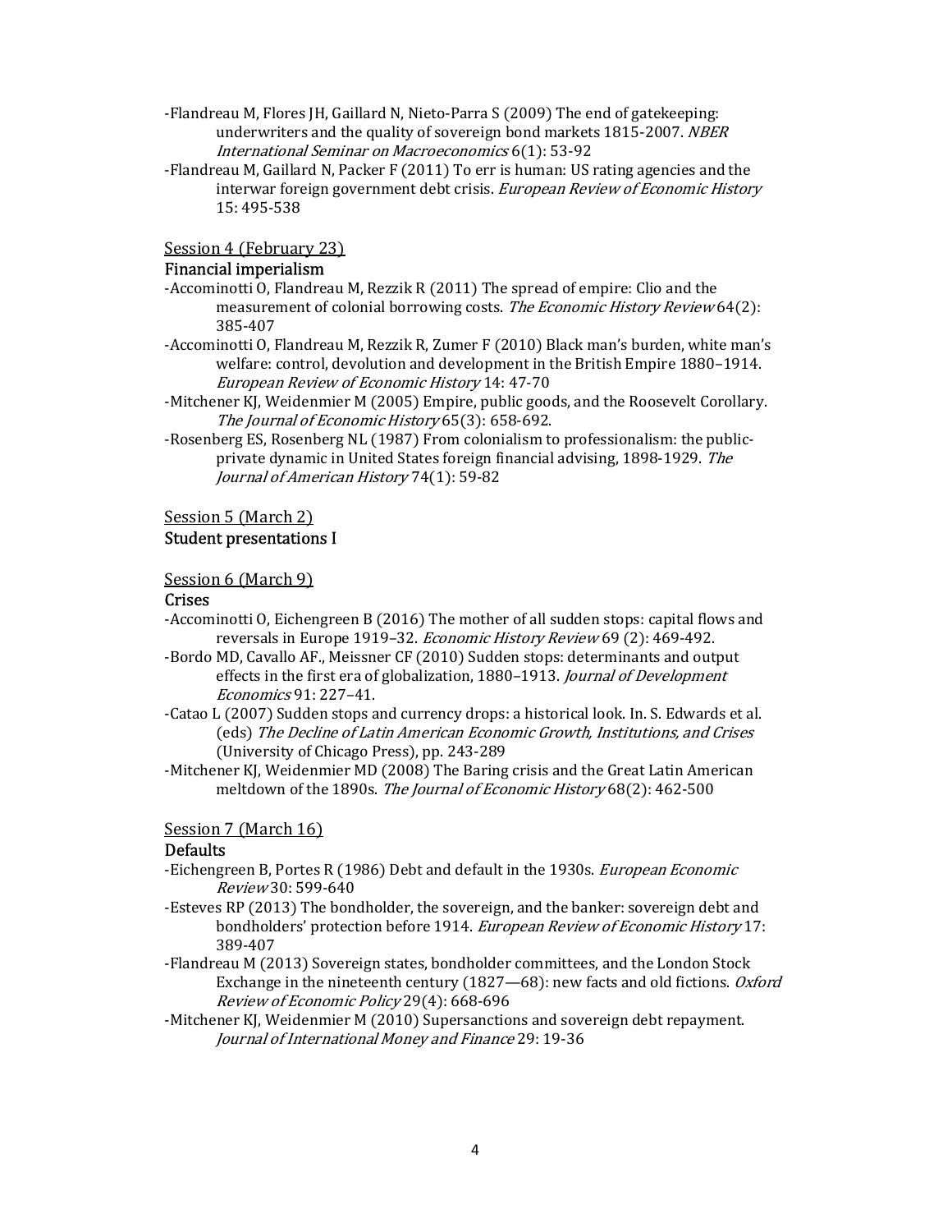-Flandreau M, Flores JH, Gaillard N, Nieto-Parra S (2009) The end of gatekeeping: underwriters and the quality of sovereign bond markets 1815-2007. *NBER International Seminar on Macroeconomics* 6(1): 53-92

-Flandreau M, Gaillard N, Packer F (2011) To err is human: US rating agencies and the interwar foreign government debt crisis. *European Review of Economic History* 15: 495-538

Session 4 (February 23)

### Financial imperialism

-Accominotti O, Flandreau M, Rezzik R (2011) The spread of empire: Clio and the measurement of colonial borrowing costs. *The Economic History Review* 64(2): 385-407

-Accominotti O, Flandreau M, Rezzik R, Zumer F (2010) Black man's burden, white man's welfare: control, devolution and development in the British Empire 1880–1914. *European Review of Economic History* 14: 47-70

-Mitchener KJ, Weidenmier M (2005) Empire, public goods, and the Roosevelt Corollary. *The Journal of Economic History* 65(3): 658-692.

-Rosenberg ES, Rosenberg NL (1987) From colonialism to professionalism: the public-private dynamic in United States foreign financial advising, 1898-1929. *The Journal of American History* 74(1): 59-82

Session 5 (March 2)

### Student presentations I

Session 6 (March 9)

### Crises

-Accominotti O, Eichengreen B (2016) The mother of all sudden stops: capital flows and reversals in Europe 1919–32. *Economic History Review* 69 (2): 469-492.

-Bordo MD, Cavallo AF., Meissner CF (2010) Sudden stops: determinants and output effects in the first era of globalization, 1880–1913. *Journal of Development Economics* 91: 227–41.

-Catao L (2007) Sudden stops and currency drops: a historical look. In. S. Edwards et al. (eds) *The Decline of Latin American Economic Growth, Institutions, and Crises* (University of Chicago Press), pp. 243-289

-Mitchener KJ, Weidenmier MD (2008) The Baring crisis and the Great Latin American meltdown of the 1890s. *The Journal of Economic History* 68(2): 462-500

Session 7 (March 16)

### Defaults

-Eichengreen B, Portes R (1986) Debt and default in the 1930s. *European Economic Review* 30: 599-640

-Esteves RP (2013) The bondholder, the sovereign, and the banker: sovereign debt and bondholders' protection before 1914. *European Review of Economic History* 17: 389-407

-Flandreau M (2013) Sovereign states, bondholder committees, and the London Stock Exchange in the nineteenth century (1827—68): new facts and old fictions. *Oxford Review of Economic Policy* 29(4): 668-696

-Mitchener KJ, Weidenmier M (2010) Supersanctions and sovereign debt repayment. *Journal of International Money and Finance* 29: 19-36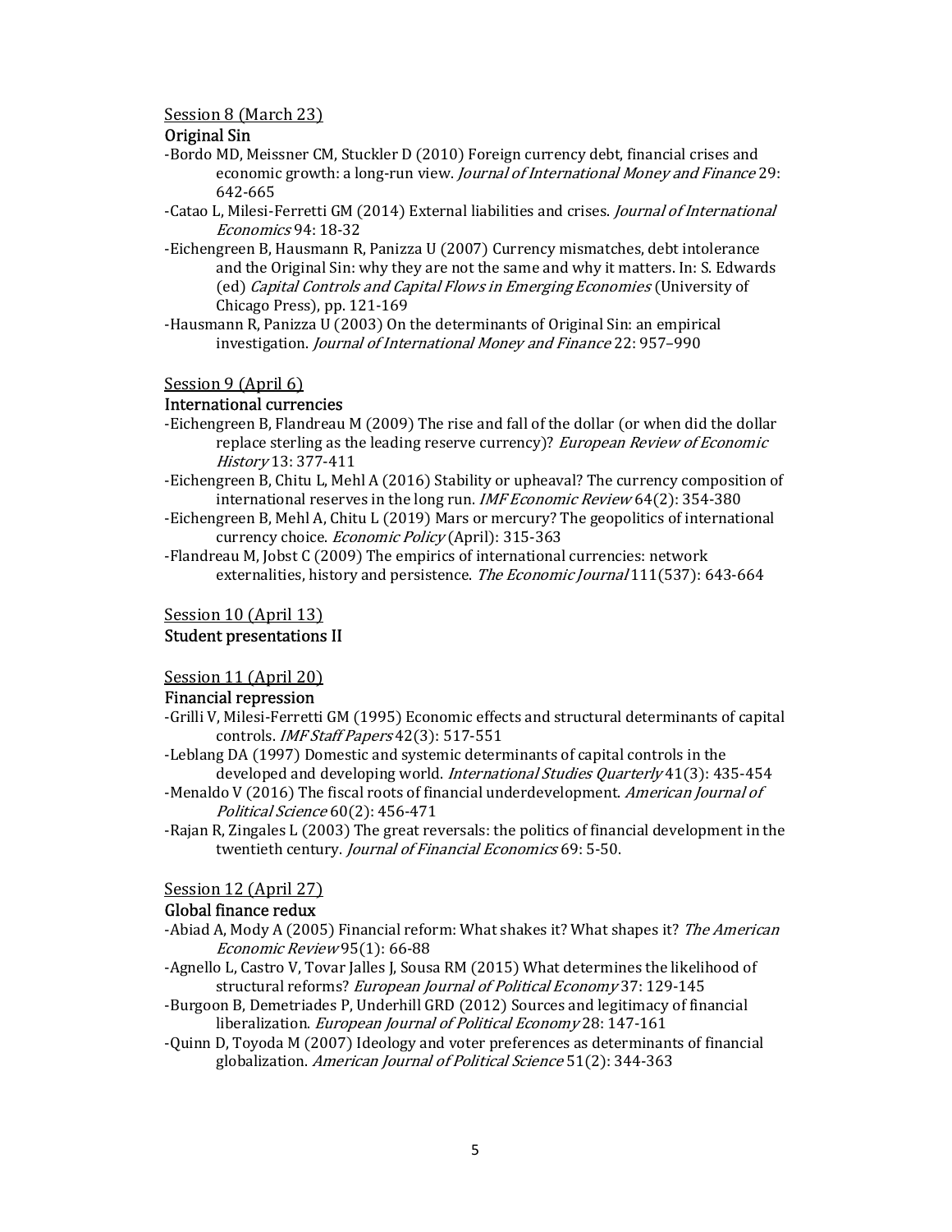Session 8 (March 23)

**Original Sin**

- Bordo MD, Meissner CM, Stuckler D (2010) Foreign currency debt, financial crises and economic growth: a long-run view. *Journal of International Money and Finance* 29: 642-665
- Catao L, Milesi-Ferretti GM (2014) External liabilities and crises. *Journal of International Economics* 94: 18-32
- Eichengreen B, Hausmann R, Panizza U (2007) Currency mismatches, debt intolerance and the Original Sin: why they are not the same and why it matters. In: S. Edwards (ed) *Capital Controls and Capital Flows in Emerging Economies* (University of Chicago Press), pp. 121-169
- Hausmann R, Panizza U (2003) On the determinants of Original Sin: an empirical investigation. *Journal of International Money and Finance* 22: 957–990

Session 9 (April 6)

**International currencies**

- Eichengreen B, Flandreau M (2009) The rise and fall of the dollar (or when did the dollar replace sterling as the leading reserve currency)? *European Review of Economic History* 13: 377-411
- Eichengreen B, Chitu L, Mehl A (2016) Stability or upheaval? The currency composition of international reserves in the long run. *IMF Economic Review* 64(2): 354-380
- Eichengreen B, Mehl A, Chitu L (2019) Mars or mercury? The geopolitics of international currency choice. *Economic Policy* (April): 315-363
- Flandreau M, Jobst C (2009) The empirics of international currencies: network externalities, history and persistence. *The Economic Journal* 111(537): 643-664

Session 10 (April 13)

**Student presentations II**

Session 11 (April 20)

**Financial repression**

- Grilli V, Milesi-Ferretti GM (1995) Economic effects and structural determinants of capital controls. *IMF Staff Papers* 42(3): 517-551
- Leblang DA (1997) Domestic and systemic determinants of capital controls in the developed and developing world. *International Studies Quarterly* 41(3): 435-454
- Menaldo V (2016) The fiscal roots of financial underdevelopment. *American Journal of Political Science* 60(2): 456-471
- Rajan R, Zingales L (2003) The great reversals: the politics of financial development in the twentieth century. *Journal of Financial Economics* 69: 5-50.

Session 12 (April 27)

**Global finance redux**

- Abiad A, Mody A (2005) Financial reform: What shakes it? What shapes it? *The American Economic Review* 95(1): 66-88
- Agnello L, Castro V, Tovar Jalles J, Sousa RM (2015) What determines the likelihood of structural reforms? *European Journal of Political Economy* 37: 129-145
- Burgoon B, Demetriades P, Underhill GRD (2012) Sources and legitimacy of financial liberalization. *European Journal of Political Economy* 28: 147-161
- Quinn D, Toyoda M (2007) Ideology and voter preferences as determinants of financial globalization. *American Journal of Political Science* 51(2): 344-363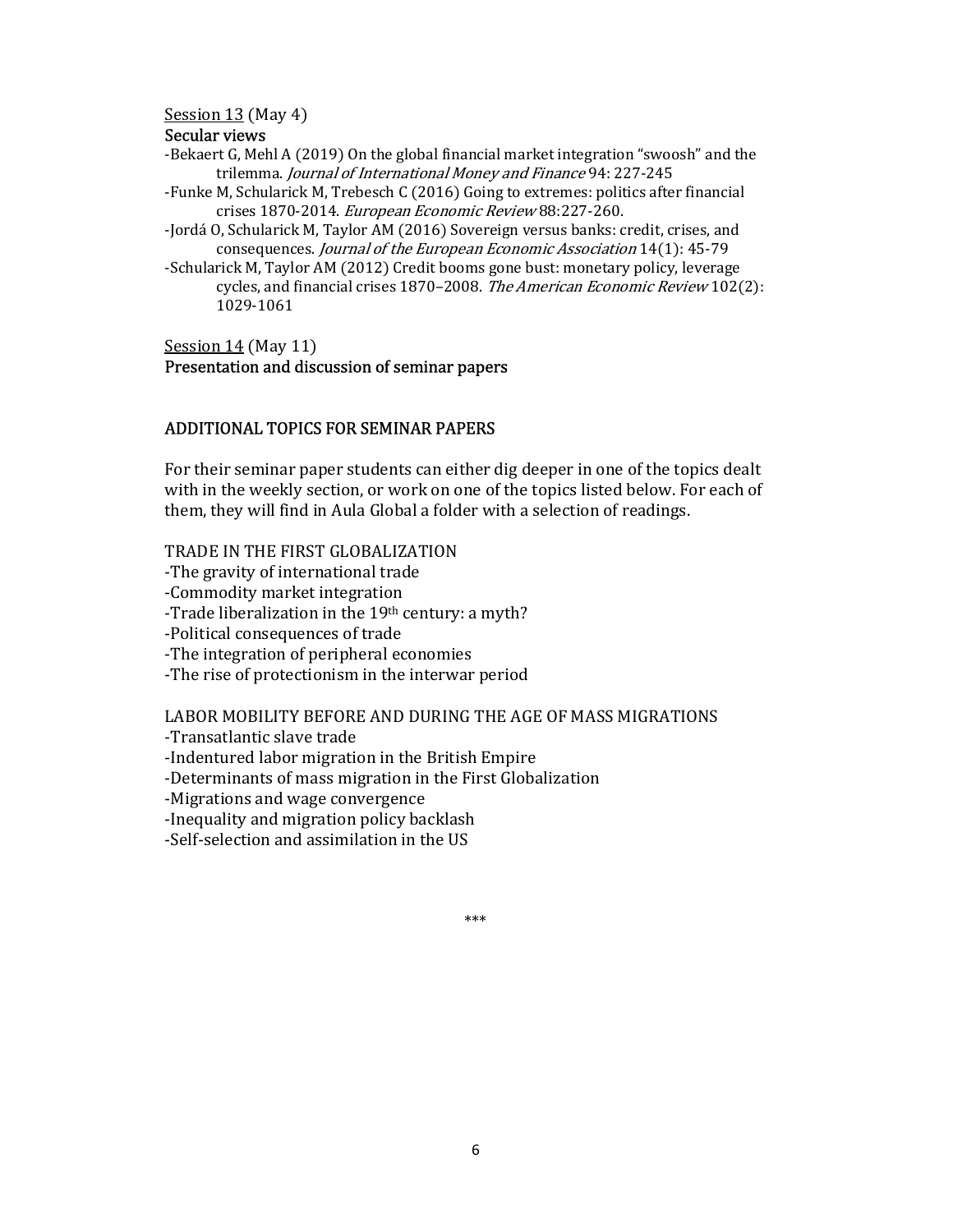Session 13 (May 4)

**Secular views**

-Bekaert G, Mehl A (2019) On the global financial market integration "swoosh" and the trilemma. *Journal of International Money and Finance* 94: 227-245

-Funke M, Schularick M, Trebesch C (2016) Going to extremes: politics after financial crises 1870-2014. *European Economic Review* 88:227-260.

-Jordá O, Schularick M, Taylor AM (2016) Sovereign versus banks: credit, crises, and consequences. *Journal of the European Economic Association* 14(1): 45-79

-Schularick M, Taylor AM (2012) Credit booms gone bust: monetary policy, leverage cycles, and financial crises 1870–2008. *The American Economic Review* 102(2): 1029-1061

Session 14 (May 11)

**Presentation and discussion of seminar papers**

## ADDITIONAL TOPICS FOR SEMINAR PAPERS

For their seminar paper students can either dig deeper in one of the topics dealt with in the weekly section, or work on one of the topics listed below. For each of them, they will find in Aula Global a folder with a selection of readings.

TRADE IN THE FIRST GLOBALIZATION

-The gravity of international trade

-Commodity market integration

-Trade liberalization in the 19th century: a myth?

-Political consequences of trade

-The integration of peripheral economies

-The rise of protectionism in the interwar period

LABOR MOBILITY BEFORE AND DURING THE AGE OF MASS MIGRATIONS

-Transatlantic slave trade

-Indentured labor migration in the British Empire

-Determinants of mass migration in the First Globalization

-Migrations and wage convergence

-Inequality and migration policy backlash

-Self-selection and assimilation in the US

***